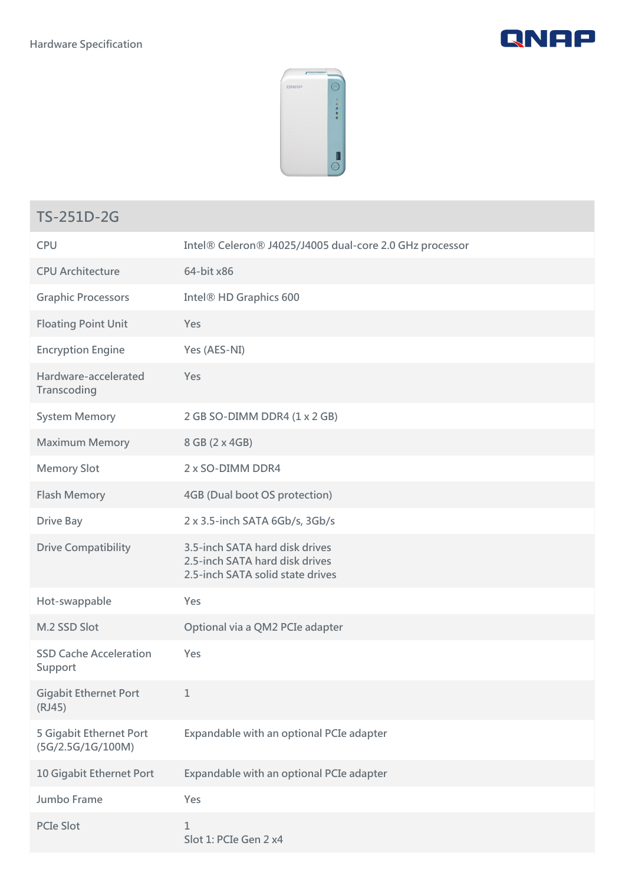Hardware Specification

| TS-251D-2G | |
|---|---|
| CPU | Intel® Celeron® J4025/J4005 dual-core 2.0 GHz processor |
| CPU Architecture | 64-bit x86 |
| Graphic Processors | Intel® HD Graphics 600 |
| Floating Point Unit | Yes |
| Encryption Engine | Yes (AES-NI) |
| Hardware-accelerated Transcoding | Yes |
| System Memory | 2 GB SO-DIMM DDR4 (1 x 2 GB) |
| Maximum Memory | 8 GB (2 x 4GB) |
| Memory Slot | 2 x SO-DIMM DDR4 |
| Flash Memory | 4GB (Dual boot OS protection) |
| Drive Bay | 2 x 3.5-inch SATA 6Gb/s, 3Gb/s |
| Drive Compatibility | 3.5-inch SATA hard disk drives<br>2.5-inch SATA hard disk drives<br>2.5-inch SATA solid state drives |
| Hot-swappable | Yes |
| M.2 SSD Slot | Optional via a QM2 PCIe adapter |
| SSD Cache Acceleration Support | Yes |
| Gigabit Ethernet Port (RJ45) | 1 |
| 5 Gigabit Ethernet Port (5G/2.5G/1G/100M) | Expandable with an optional PCIe adapter |
| 10 Gigabit Ethernet Port | Expandable with an optional PCIe adapter |
| Jumbo Frame | Yes |
| PCIe Slot | 1<br>Slot 1: PCIe Gen 2 x4 |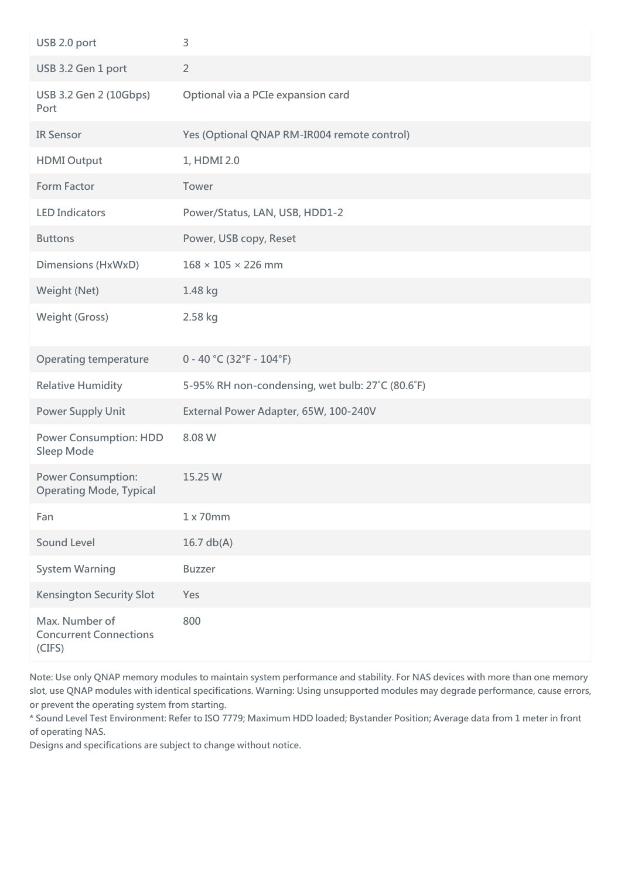| | |
|---|---|
| USB 2.0 port | 3 |
| USB 3.2 Gen 1 port | 2 |
| USB 3.2 Gen 2 (10Gbps) Port | Optional via a PCIe expansion card |
| IR Sensor | Yes (Optional QNAP RM-IR004 remote control) |
| HDMI Output | 1, HDMI 2.0 |
| Form Factor | Tower |
| LED Indicators | Power/Status, LAN, USB, HDD1-2 |
| Buttons | Power, USB copy, Reset |
| Dimensions (HxWxD) | 168 × 105 × 226 mm |
| Weight (Net) | 1.48 kg |
| Weight (Gross) | 2.58 kg |
| Operating temperature | 0 - 40 °C (32°F - 104°F) |
| Relative Humidity | 5-95% RH non-condensing, wet bulb: 27˚C (80.6˚F) |
| Power Supply Unit | External Power Adapter, 65W, 100-240V |
| Power Consumption: HDD Sleep Mode | 8.08 W |
| Power Consumption: Operating Mode, Typical | 15.25 W |
| Fan | 1 x 70mm |
| Sound Level | 16.7 db(A) |
| System Warning | Buzzer |
| Kensington Security Slot | Yes |
| Max. Number of Concurrent Connections (CIFS) | 800 |

Note: Use only QNAP memory modules to maintain system performance and stability. For NAS devices with more than one memory slot, use QNAP modules with identical specifications. Warning: Using unsupported modules may degrade performance, cause errors, or prevent the operating system from starting.
* Sound Level Test Environment: Refer to ISO 7779; Maximum HDD loaded; Bystander Position; Average data from 1 meter in front of operating NAS.
Designs and specifications are subject to change without notice.